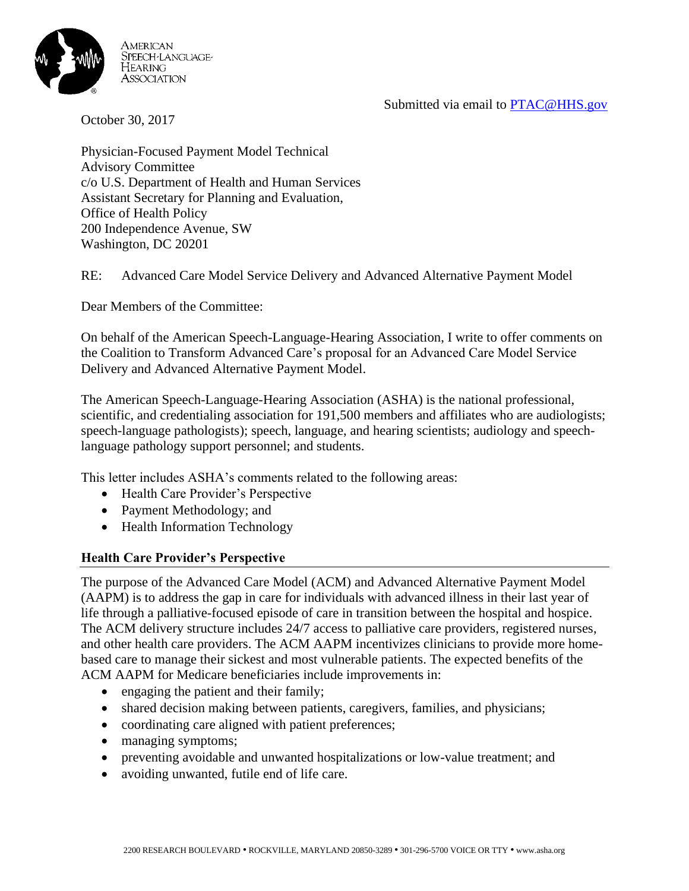AMERICAN SPEECH-LANGUAGE-HEARING ASSOCIATION

Submitted via email to PTAC@HHS.gov

October 30, 2017

Physician-Focused Payment Model Technical
Advisory Committee
c/o U.S. Department of Health and Human Services
Assistant Secretary for Planning and Evaluation,
Office of Health Policy
200 Independence Avenue, SW
Washington, DC 20201

RE: Advanced Care Model Service Delivery and Advanced Alternative Payment Model

Dear Members of the Committee:

On behalf of the American Speech-Language-Hearing Association, I write to offer comments on the Coalition to Transform Advanced Care's proposal for an Advanced Care Model Service Delivery and Advanced Alternative Payment Model.

The American Speech-Language-Hearing Association (ASHA) is the national professional, scientific, and credentialing association for 191,500 members and affiliates who are audiologists; speech-language pathologists); speech, language, and hearing scientists; audiology and speech-language pathology support personnel; and students.

This letter includes ASHA's comments related to the following areas:

- Health Care Provider's Perspective
- Payment Methodology; and
- Health Information Technology

## Health Care Provider's Perspective

The purpose of the Advanced Care Model (ACM) and Advanced Alternative Payment Model (AAPM) is to address the gap in care for individuals with advanced illness in their last year of life through a palliative-focused episode of care in transition between the hospital and hospice. The ACM delivery structure includes 24/7 access to palliative care providers, registered nurses, and other health care providers. The ACM AAPM incentivizes clinicians to provide more home-based care to manage their sickest and most vulnerable patients. The expected benefits of the ACM AAPM for Medicare beneficiaries include improvements in:

- engaging the patient and their family;
- shared decision making between patients, caregivers, families, and physicians;
- coordinating care aligned with patient preferences;
- managing symptoms;
- preventing avoidable and unwanted hospitalizations or low-value treatment; and
- avoiding unwanted, futile end of life care.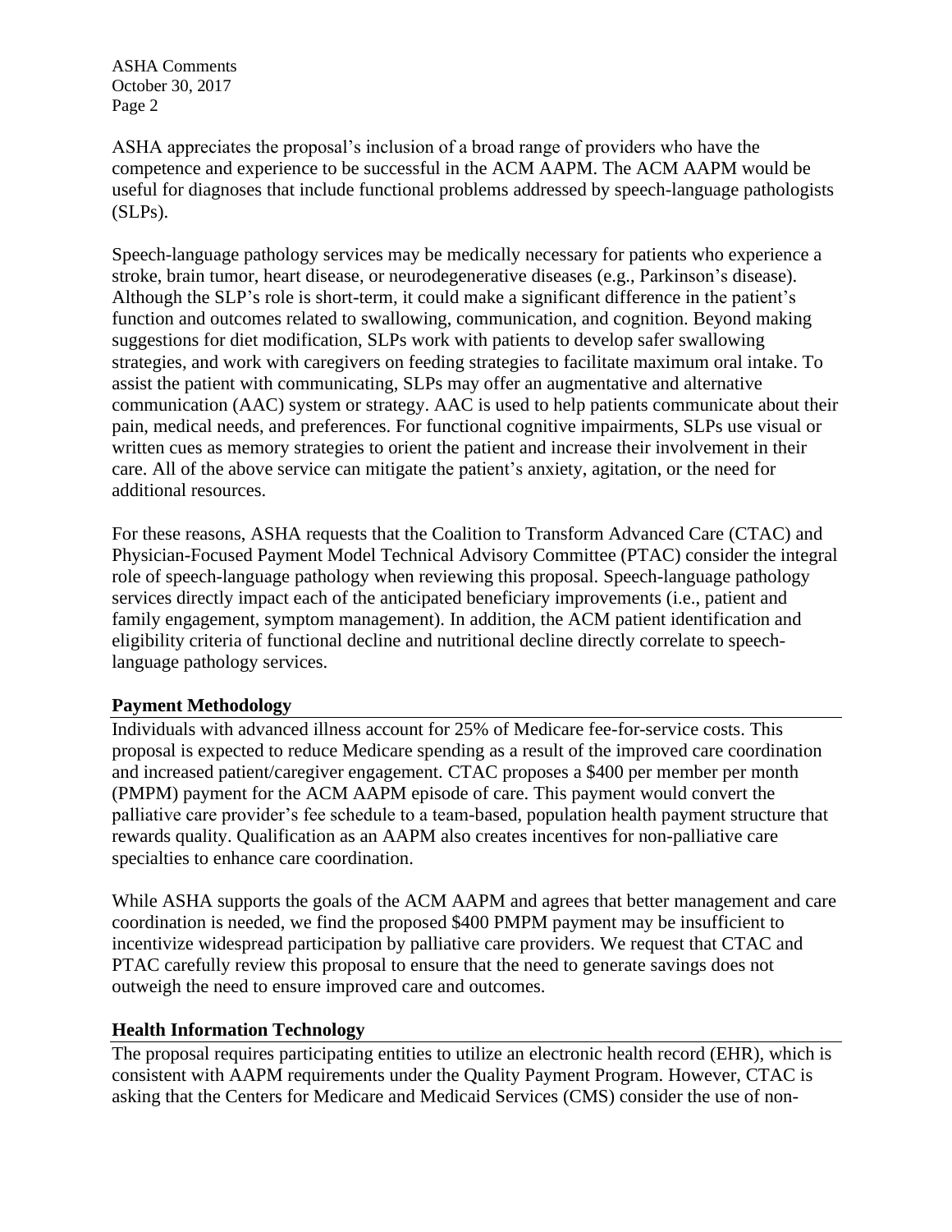ASHA appreciates the proposal's inclusion of a broad range of providers who have the competence and experience to be successful in the ACM AAPM. The ACM AAPM would be useful for diagnoses that include functional problems addressed by speech-language pathologists (SLPs).

Speech-language pathology services may be medically necessary for patients who experience a stroke, brain tumor, heart disease, or neurodegenerative diseases (e.g., Parkinson's disease). Although the SLP's role is short-term, it could make a significant difference in the patient's function and outcomes related to swallowing, communication, and cognition. Beyond making suggestions for diet modification, SLPs work with patients to develop safer swallowing strategies, and work with caregivers on feeding strategies to facilitate maximum oral intake. To assist the patient with communicating, SLPs may offer an augmentative and alternative communication (AAC) system or strategy. AAC is used to help patients communicate about their pain, medical needs, and preferences. For functional cognitive impairments, SLPs use visual or written cues as memory strategies to orient the patient and increase their involvement in their care. All of the above service can mitigate the patient's anxiety, agitation, or the need for additional resources.

For these reasons, ASHA requests that the Coalition to Transform Advanced Care (CTAC) and Physician-Focused Payment Model Technical Advisory Committee (PTAC) consider the integral role of speech-language pathology when reviewing this proposal. Speech-language pathology services directly impact each of the anticipated beneficiary improvements (i.e., patient and family engagement, symptom management). In addition, the ACM patient identification and eligibility criteria of functional decline and nutritional decline directly correlate to speech-language pathology services.

## Payment Methodology

Individuals with advanced illness account for 25% of Medicare fee-for-service costs. This proposal is expected to reduce Medicare spending as a result of the improved care coordination and increased patient/caregiver engagement. CTAC proposes a $400 per member per month (PMPM) payment for the ACM AAPM episode of care. This payment would convert the palliative care provider's fee schedule to a team-based, population health payment structure that rewards quality. Qualification as an AAPM also creates incentives for non-palliative care specialties to enhance care coordination.

While ASHA supports the goals of the ACM AAPM and agrees that better management and care coordination is needed, we find the proposed $400 PMPM payment may be insufficient to incentivize widespread participation by palliative care providers. We request that CTAC and PTAC carefully review this proposal to ensure that the need to generate savings does not outweigh the need to ensure improved care and outcomes.

## Health Information Technology

The proposal requires participating entities to utilize an electronic health record (EHR), which is consistent with AAPM requirements under the Quality Payment Program. However, CTAC is asking that the Centers for Medicare and Medicaid Services (CMS) consider the use of non-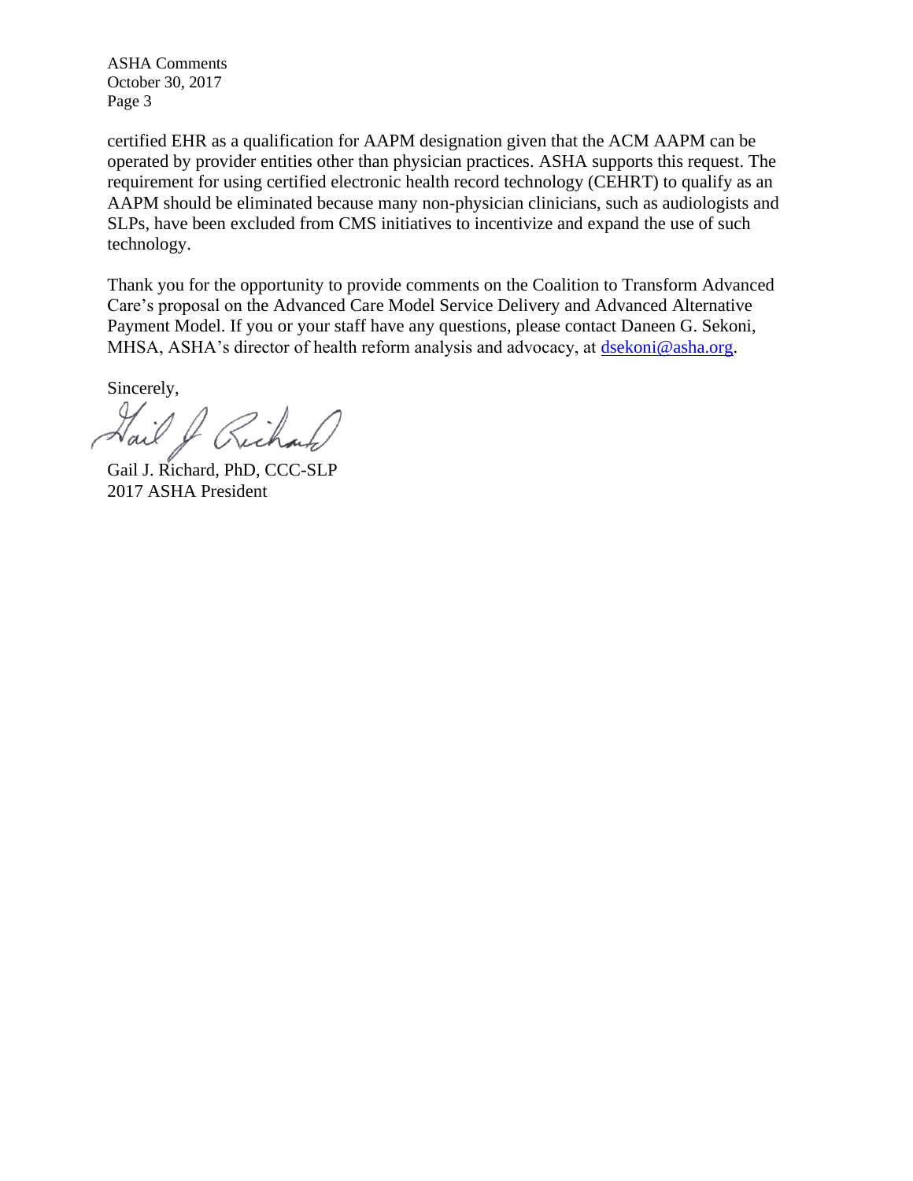certified EHR as a qualification for AAPM designation given that the ACM AAPM can be operated by provider entities other than physician practices. ASHA supports this request. The requirement for using certified electronic health record technology (CEHRT) to qualify as an AAPM should be eliminated because many non-physician clinicians, such as audiologists and SLPs, have been excluded from CMS initiatives to incentivize and expand the use of such technology.

Thank you for the opportunity to provide comments on the Coalition to Transform Advanced Care's proposal on the Advanced Care Model Service Delivery and Advanced Alternative Payment Model. If you or your staff have any questions, please contact Daneen G. Sekoni, MHSA, ASHA's director of health reform analysis and advocacy, at [dsekoni@asha.org](mailto:dsekoni@asha.org).

Sincerely,

Gail J. Richard, PhD, CCC-SLP
2017 ASHA President